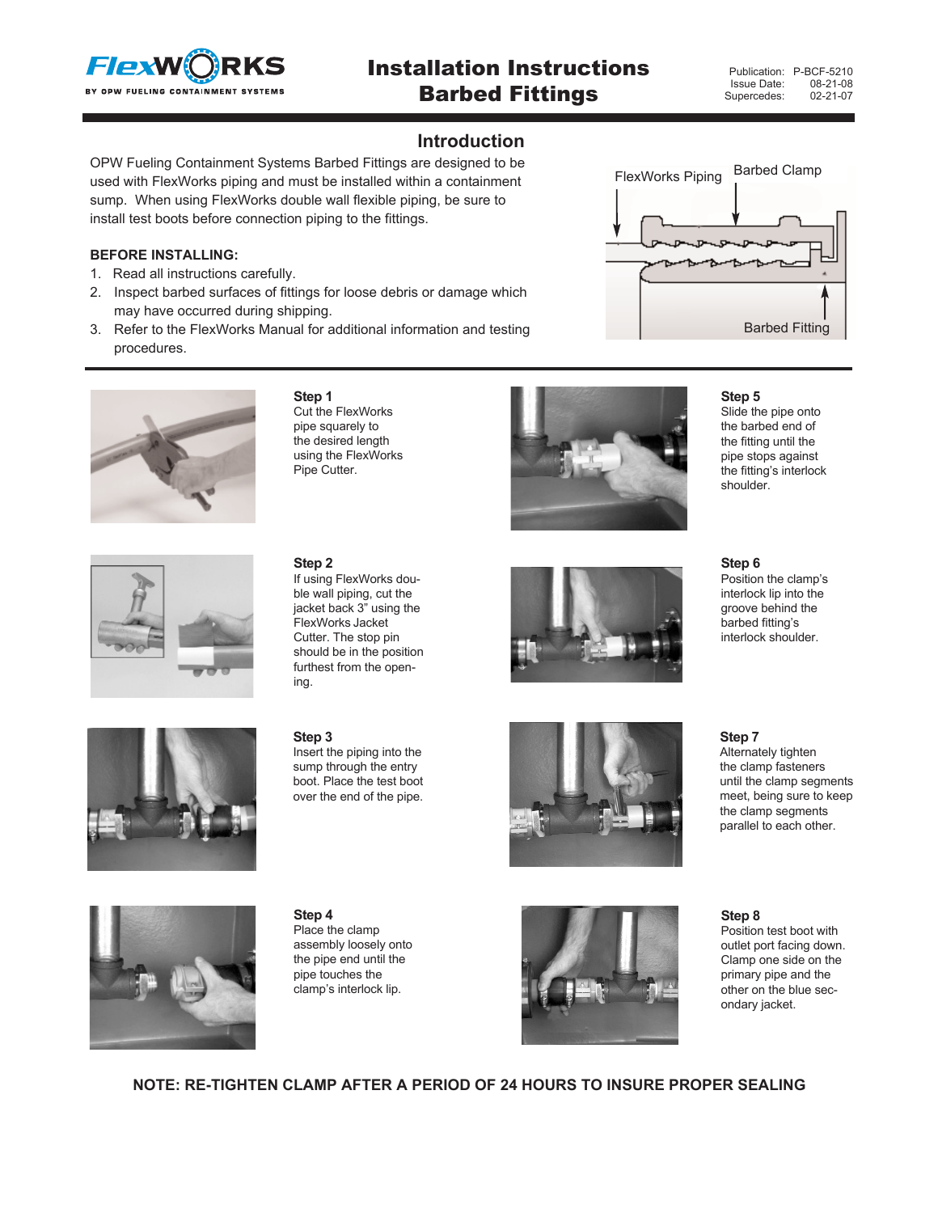# Installation Instructions Barbed Fittings

Publication: P-BCF-5210
Issue Date: 08-21-08
Supercedes: 02-21-07

## Introduction

OPW Fueling Containment Systems Barbed Fittings are designed to be used with FlexWorks piping and must be installed within a containment sump. When using FlexWorks double wall flexible piping, be sure to install test boots before connection piping to the fittings.

FlexWorks Piping
Barbed Clamp
Barbed Fitting

**BEFORE INSTALLING:**

1. Read all instructions carefully.
2. Inspect barbed surfaces of fittings for loose debris or damage which may have occurred during shipping.
3. Refer to the FlexWorks Manual for additional information and testing procedures.

**Step 1**
Cut the FlexWorks pipe squarely to the desired length using the FlexWorks Pipe Cutter.

**Step 2**
If using FlexWorks double wall piping, cut the jacket back 3" using the FlexWorks Jacket Cutter. The stop pin should be in the position furthest from the opening.

**Step 3**
Insert the piping into the sump through the entry boot. Place the test boot over the end of the pipe.

**Step 4**
Place the clamp assembly loosely onto the pipe end until the pipe touches the clamp's interlock lip.

**Step 5**
Slide the pipe onto the barbed end of the fitting until the pipe stops against the fitting's interlock shoulder.

**Step 6**
Position the clamp's interlock lip into the groove behind the barbed fitting's interlock shoulder.

**Step 7**
Alternately tighten the clamp fasteners until the clamp segments meet, being sure to keep the clamp segments parallel to each other.

**Step 8**
Position test boot with outlet port facing down. Clamp one side on the primary pipe and the other on the blue secondary jacket.

**NOTE: RE-TIGHTEN CLAMP AFTER A PERIOD OF 24 HOURS TO INSURE PROPER SEALING**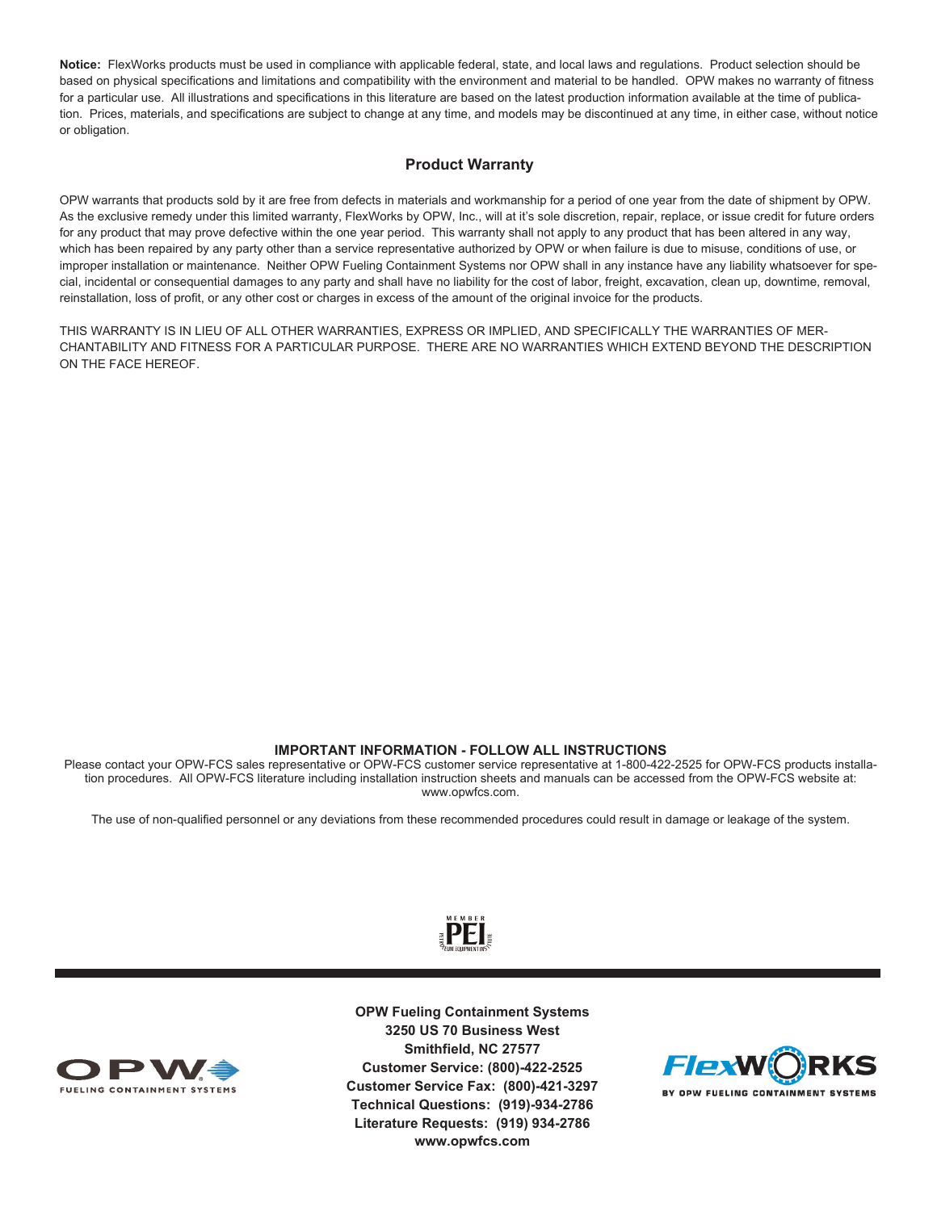**Notice:** FlexWorks products must be used in compliance with applicable federal, state, and local laws and regulations. Product selection should be based on physical specifications and limitations and compatibility with the environment and material to be handled. OPW makes no warranty of fitness for a particular use. All illustrations and specifications in this literature are based on the latest production information available at the time of publication. Prices, materials, and specifications are subject to change at any time, and models may be discontinued at any time, in either case, without notice or obligation.

## Product Warranty

OPW warrants that products sold by it are free from defects in materials and workmanship for a period of one year from the date of shipment by OPW. As the exclusive remedy under this limited warranty, FlexWorks by OPW, Inc., will at it's sole discretion, repair, replace, or issue credit for future orders for any product that may prove defective within the one year period. This warranty shall not apply to any product that has been altered in any way, which has been repaired by any party other than a service representative authorized by OPW or when failure is due to misuse, conditions of use, or improper installation or maintenance. Neither OPW Fueling Containment Systems nor OPW shall in any instance have any liability whatsoever for special, incidental or consequential damages to any party and shall have no liability for the cost of labor, freight, excavation, clean up, downtime, removal, reinstallation, loss of profit, or any other cost or charges in excess of the amount of the original invoice for the products.

THIS WARRANTY IS IN LIEU OF ALL OTHER WARRANTIES, EXPRESS OR IMPLIED, AND SPECIFICALLY THE WARRANTIES OF MERCHANTABILITY AND FITNESS FOR A PARTICULAR PURPOSE. THERE ARE NO WARRANTIES WHICH EXTEND BEYOND THE DESCRIPTION ON THE FACE HEREOF.

**IMPORTANT INFORMATION - FOLLOW ALL INSTRUCTIONS**

Please contact your OPW-FCS sales representative or OPW-FCS customer service representative at 1-800-422-2525 for OPW-FCS products installation procedures. All OPW-FCS literature including installation instruction sheets and manuals can be accessed from the OPW-FCS website at: www.opwfcs.com.

The use of non-qualified personnel or any deviations from these recommended procedures could result in damage or leakage of the system.

MEMBER PEI

OPW FUELING CONTAINMENT SYSTEMS

**OPW Fueling Containment Systems**
**3250 US 70 Business West**
**Smithfield, NC 27577**
**Customer Service: (800)-422-2525**
**Customer Service Fax: (800)-421-3297**
**Technical Questions: (919)-934-2786**
**Literature Requests: (919) 934-2786**
**www.opwfcs.com**

FlexWORKS BY OPW FUELING CONTAINMENT SYSTEMS